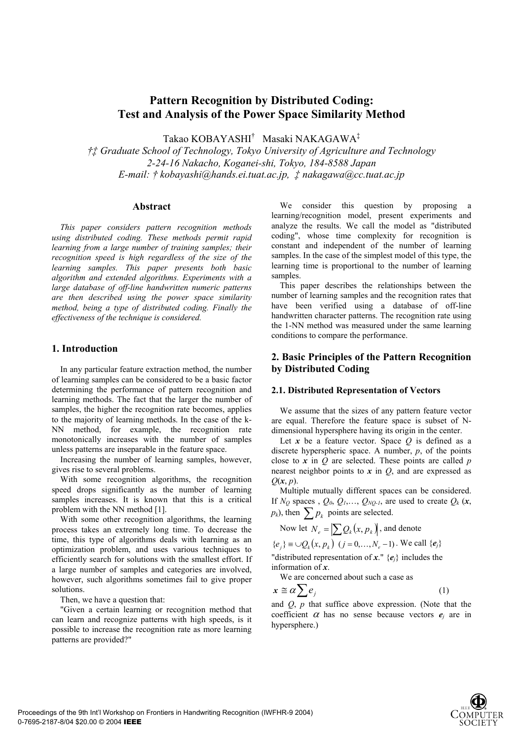# Pattern Recognition by Distributed Coding: Test and Analysis of the Power Space Similarity Method

Takao KOBAYASHI[†] Masaki NAKAGAWA[‡]

*†‡ Graduate School of Technology, Tokyo University of Agriculture and Technology*
*2-24-16 Nakacho, Koganei-shi, Tokyo, 184-8588 Japan*
*E-mail: † kobayashi@hands.ei.tuat.ac.jp, ‡ nakagawa@cc.tuat.ac.jp*

## Abstract

*This paper considers pattern recognition methods using distributed coding. These methods permit rapid learning from a large number of training samples; their recognition speed is high regardless of the size of the learning samples. This paper presents both basic algorithm and extended algorithms. Experiments with a large database of off-line handwritten numeric patterns are then described using the power space similarity method, being a type of distributed coding. Finally the effectiveness of the technique is considered.*

## 1. Introduction

In any particular feature extraction method, the number of learning samples can be considered to be a basic factor determining the performance of pattern recognition and learning methods. The fact that the larger the number of samples, the higher the recognition rate becomes, applies to the majority of learning methods. In the case of the k-NN method, for example, the recognition rate monotonically increases with the number of samples unless patterns are inseparable in the feature space.

Increasing the number of learning samples, however, gives rise to several problems.

With some recognition algorithms, the recognition speed drops significantly as the number of learning samples increases. It is known that this is a critical problem with the NN method [1].

With some other recognition algorithms, the learning process takes an extremely long time. To decrease the time, this type of algorithms deals with learning as an optimization problem, and uses various techniques to efficiently search for solutions with the smallest effort. If a large number of samples and categories are involved, however, such algorithms sometimes fail to give proper solutions.

Then, we have a question that:

"Given a certain learning or recognition method that can learn and recognize patterns with high speeds, is it possible to increase the recognition rate as more learning patterns are provided?"

We consider this question by proposing a learning/recognition model, present experiments and analyze the results. We call the model as "distributed coding", whose time complexity for recognition is constant and independent of the number of learning samples. In the case of the simplest model of this type, the learning time is proportional to the number of learning samples.

This paper describes the relationships between the number of learning samples and the recognition rates that have been verified using a database of off-line handwritten character patterns. The recognition rate using the 1-NN method was measured under the same learning conditions to compare the performance.

## 2. Basic Principles of the Pattern Recognition by Distributed Coding

### 2.1. Distributed Representation of Vectors

We assume that the sizes of any pattern feature vector are equal. Therefore the feature space is subset of N-dimensional hypersphere having its origin in the center.

Let $\boldsymbol{x}$ be a feature vector. Space $Q$ is defined as a discrete hyperspheric space. A number, $p$, of the points close to $\boldsymbol{x}$ in $Q$ are selected. These points are called $p$ nearest neighbor points to $\boldsymbol{x}$ in $Q$, and are expressed as $Q(\boldsymbol{x}, p)$.

Multiple mutually different spaces can be considered. If $N_Q$ spaces , $Q_0, Q_1, \ldots, Q_{NQ-1}$, are used to create $Q_k$ ($\boldsymbol{x}$, $p_k$), then $\sum p_k$ points are selected.

Now let $N_e = \left|\sum Q_k(x, p_k)\right|$, and denote $\{e_j\} \equiv \cup Q_k(x, p_k)$ $(j = 0, \ldots, N_e - 1)$. We call $\{\boldsymbol{e}_j\}$ "distributed representation of $\boldsymbol{x}$." $\{\boldsymbol{e}_j\}$ includes the information of $\boldsymbol{x}$.

We are concerned about such a case as

$$\boldsymbol{x} \cong \alpha \sum e_j \tag{1}$$

and $Q$, $p$ that suffice above expression. (Note that the coefficient $\alpha$ has no sense because vectors $\boldsymbol{e}_j$ are in hypersphere.)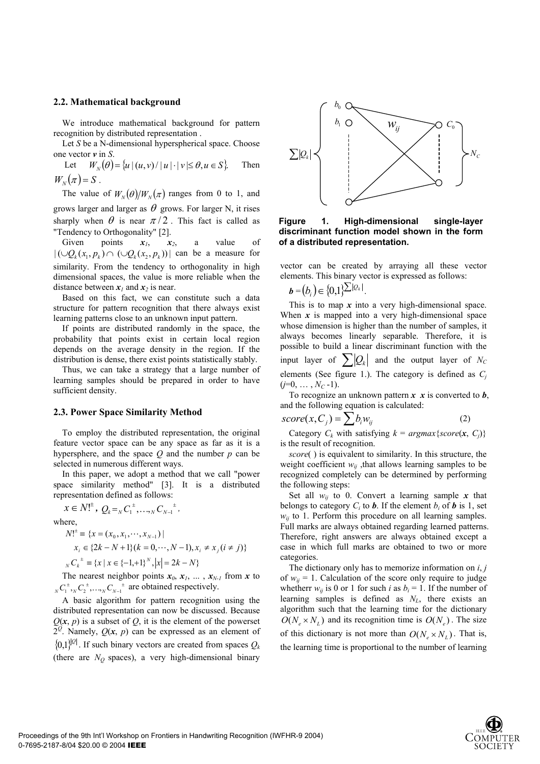### 2.2. Mathematical background

We introduce mathematical background for pattern recognition by distributed representation .

Let $S$ be a N-dimensional hyperspherical space. Choose one vector $\boldsymbol{v}$ in $S$.

Let $W_N(\theta) = \{u \mid (u,v)/|u|\cdot|v| \leq \theta, u \in S\}$. Then $W_N(\pi) = S$.

The value of $W_N(\theta)/W_N(\pi)$ ranges from 0 to 1, and grows larger and larger as $\theta$ grows. For larger N, it rises sharply when $\theta$ is near $\pi/2$. This fact is called as "Tendency to Orthogonality" [2].

Given points $\boldsymbol{x}_1$, $\boldsymbol{x}_2$, a value of $|(\cup Q_k(x_1, p_k) \cap (\cup Q_k(x_2, p_k))|$ can be a measure for similarity. From the tendency to orthogonality in high dimensional spaces, the value is more reliable when the distance between $\boldsymbol{x}_1$ and $\boldsymbol{x}_2$ is near.

Based on this fact, we can constitute such a data structure for pattern recognition that there always exist learning patterns close to an unknown input pattern.

If points are distributed randomly in the space, the probability that points exist in certain local region depends on the average density in the region. If the distribution is dense, there exist points statistically stably.

Thus, we can take a strategy that a large number of learning samples should be prepared in order to have sufficient density.

### 2.3. Power Space Similarity Method

To employ the distributed representation, the original feature vector space can be any space as far as it is a hypersphere, and the space $Q$ and the number $p$ can be selected in numerous different ways.

In this paper, we adopt a method that we call "power space similarity method" [3]. It is a distributed representation defined as follows:

$$x \in N!^{\pm},\ Q_k = {}_N C_1^{\pm}, \ldots, {}_N C_{N-1}^{\pm},$$

where,

$$N!^{\pm} \equiv \{x = (x_0, x_1, \cdots, x_{N-1}) \mid x_i \in \{2k - N + 1\}(k = 0, \cdots, N-1), x_i \neq x_j (i \neq j)\}$$

$${}_N C_k^{\pm} \equiv \{x \mid x \in \{-1, +1\}^N, |x| = 2k - N\}$$

The nearest neighbor points $\boldsymbol{x}_0, \boldsymbol{x}_1, \ldots, \boldsymbol{x}_{N-1}$ from $\boldsymbol{x}$ to ${}_N C_1^{\pm}, {}_N C_2^{\pm}, \ldots, {}_N C_{N-1}^{\pm}$ are obtained respectively.

A basic algorithm for pattern recognition using the distributed representation can now be discussed. Because $Q(\boldsymbol{x}, p)$ is a subset of $Q$, it is the element of the powerset $2^Q$. Namely, $Q(\boldsymbol{x}, p)$ can be expressed as an element of $\{0,1\}^{|Q|}$. If such binary vectors are created from spaces $Q_k$ (there are $N_Q$ spaces), a very high-dimensional binary vector can be created by arraying all these vector elements. This binary vector is expressed as follows:

$$\boldsymbol{b} = (b_i) \in \{0,1\}^{\sum |Q_k|}.$$

This is to map $\boldsymbol{x}$ into a very high-dimensional space. When $\boldsymbol{x}$ is mapped into a very high-dimensional space whose dimension is higher than the number of samples, it always becomes linearly separable. Therefore, it is possible to build a linear discriminant function with the input layer of $\sum |Q_k|$ and the output layer of $N_C$ elements (See figure 1.). The category is defined as $C_j$ ($j$=0, … , $N_C$ -1).

**Figure 1. High-dimensional single-layer discriminant function model shown in the form of a distributed representation.**

To recognize an unknown pattern $\boldsymbol{x}$ $\boldsymbol{x}$ is converted to $\boldsymbol{b}$, and the following equation is calculated:

$$score(x, C_j) = \sum b_i w_{ij} \tag{2}$$

Category $C_k$ with satisfying $k = argmax\{score(\boldsymbol{x}, C_j)\}$ is the result of recognition.

*score*( ) is equivalent to similarity. In this structure, the weight coefficient $w_{ij}$ ,that allows learning samples to be recognized completely can be determined by performing the following steps:

Set all $w_{ij}$ to 0. Convert a learning sample $\boldsymbol{x}$ that belongs to category $C_i$ to $\boldsymbol{b}$. If the element $b_i$ of $\boldsymbol{b}$ is 1, set $w_{ij}$ to 1. Perform this procedure on all learning samples. Full marks are always obtained regarding learned patterns. Therefore, right answers are always obtained except a case in which full marks are obtained to two or more categories.

The dictionary only has to memorize information on $i$, $j$ of $w_{ij}$ = 1. Calculation of the score only require to judge whetherr $w_{ij}$ is 0 or 1 for such $i$ as $b_i$ = 1. If the number of learning samples is defined as $N_L$, there exists an algorithm such that the learning time for the dictionary $O(N_e \times N_L)$ and its recognition time is $O(N_e)$. The size of this dictionary is not more than $O(N_e \times N_L)$. That is, the learning time is proportional to the number of learning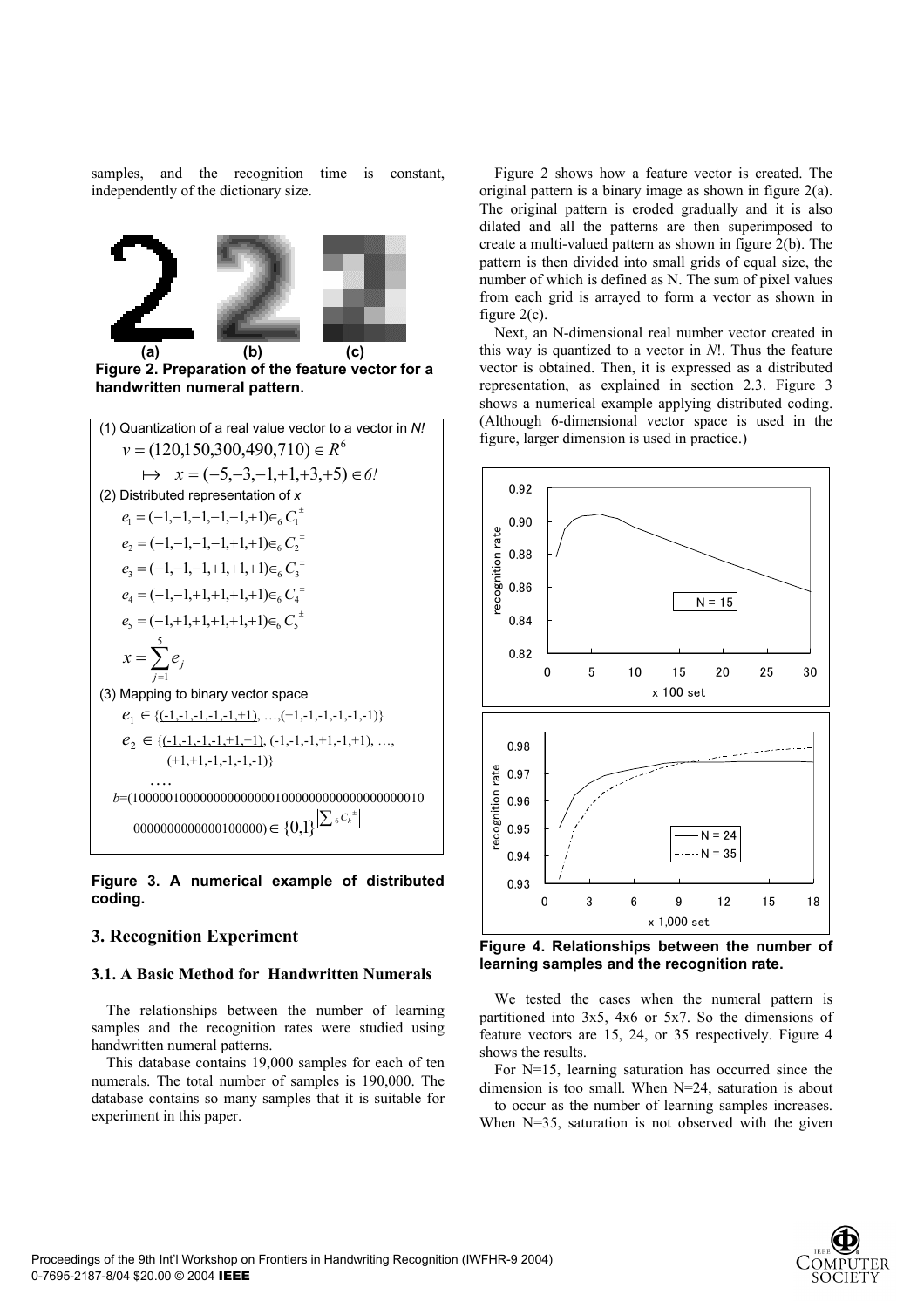samples, and the recognition time is constant, independently of the dictionary size.

**Figure 2. Preparation of the feature vector for a handwritten numeral pattern.**

(1) Quantization of a real value vector to a vector in *N!*

$$v = (120,150,300,490,710) \in R^6$$

$$\mapsto \quad x = (-5,-3,-1,+1,+3,+5) \in 6!$$

(2) Distributed representation of *x*

$$e_1 = (-1,-1,-1,-1,-1,+1) \in_6 C_1^{\pm}$$

$$e_2 = (-1,-1,-1,-1,+1,+1) \in_6 C_2^{\pm}$$

$$e_3 = (-1,-1,-1,+1,+1,+1) \in_6 C_3^{\pm}$$

$$e_4 = (-1,-1,+1,+1,+1,+1) \in_6 C_4^{\pm}$$

$$e_5 = (-1,+1,+1,+1,+1,+1) \in_6 C_5^{\pm}$$

$$x = \sum_{j=1}^{5} e_j$$

(3) Mapping to binary vector space

$$e_1 \in \{\underline{(-1,-1,-1,-1,-1,+1)}, \ldots, (+1,-1,-1,-1,-1,-1)\}$$

$$e_2 \in \{\underline{(-1,-1,-1,-1,+1,+1)}, (-1,-1,-1,+1,-1,+1), \ldots, (+1,+1,-1,-1,-1,-1)\}$$

....

$$b = (100000100000000000000001000000000000000000010\ 0000000000000000100000) \in \{0,1\}^{\left|\sum {}_6C_k^{\pm}\right|}$$

**Figure 3. A numerical example of distributed coding.**

## 3. Recognition Experiment

### 3.1. A Basic Method for Handwritten Numerals

The relationships between the number of learning samples and the recognition rates were studied using handwritten numeral patterns.

This database contains 19,000 samples for each of ten numerals. The total number of samples is 190,000. The database contains so many samples that it is suitable for experiment in this paper.

Figure 2 shows how a feature vector is created. The original pattern is a binary image as shown in figure 2(a). The original pattern is eroded gradually and it is also dilated and all the patterns are then superimposed to create a multi-valued pattern as shown in figure 2(b). The pattern is then divided into small grids of equal size, the number of which is defined as N. The sum of pixel values from each grid is arrayed to form a vector as shown in figure 2(c).

Next, an N-dimensional real number vector created in this way is quantized to a vector in *N*!. Thus the feature vector is obtained. Then, it is expressed as a distributed representation, as explained in section 2.3. Figure 3 shows a numerical example applying distributed coding. (Although 6-dimensional vector space is used in the figure, larger dimension is used in practice.)

**Figure 4. Relationships between the number of learning samples and the recognition rate.**

We tested the cases when the numeral pattern is partitioned into 3x5, 4x6 or 5x7. So the dimensions of feature vectors are 15, 24, or 35 respectively. Figure 4 shows the results.

For N=15, learning saturation has occurred since the dimension is too small. When N=24, saturation is about to occur as the number of learning samples increases. When N=35, saturation is not observed with the given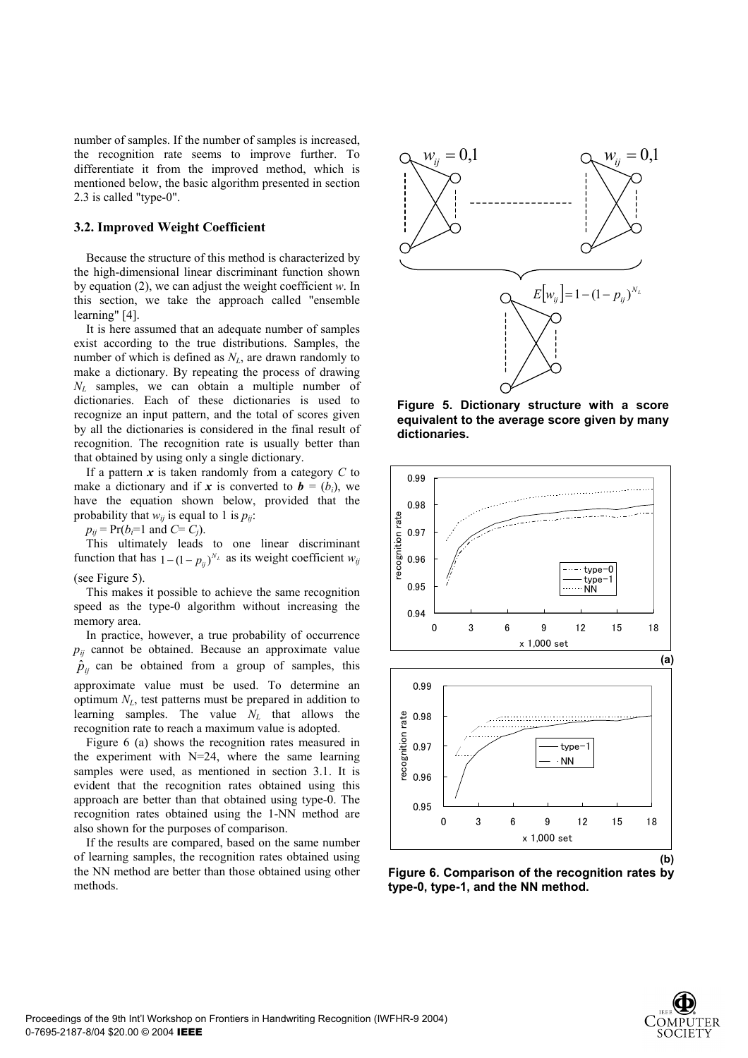number of samples. If the number of samples is increased, the recognition rate seems to improve further. To differentiate it from the improved method, which is mentioned below, the basic algorithm presented in section 2.3 is called "type-0".

### 3.2. Improved Weight Coefficient

Because the structure of this method is characterized by the high-dimensional linear discriminant function shown by equation (2), we can adjust the weight coefficient $w$. In this section, we take the approach called "ensemble learning" [4].

It is here assumed that an adequate number of samples exist according to the true distributions. Samples, the number of which is defined as $N_L$, are drawn randomly to make a dictionary. By repeating the process of drawing $N_L$ samples, we can obtain a multiple number of dictionaries. Each of these dictionaries is used to recognize an input pattern, and the total of scores given by all the dictionaries is considered in the final result of recognition. The recognition rate is usually better than that obtained by using only a single dictionary.

If a pattern $\boldsymbol{x}$ is taken randomly from a category $C$ to make a dictionary and if $\boldsymbol{x}$ is converted to $\boldsymbol{b} = (b_i)$, we have the equation shown below, provided that the probability that $w_{ij}$ is equal to 1 is $p_{ij}$:

$p_{ij} = \Pr(b_i=1 \text{ and } C= C_j)$.

This ultimately leads to one linear discriminant function that has $1-(1-p_{ij})^{N_L}$ as its weight coefficient $w_{ij}$ (see Figure 5).

This makes it possible to achieve the same recognition speed as the type-0 algorithm without increasing the memory area.

In practice, however, a true probability of occurrence $p_{ij}$ cannot be obtained. Because an approximate value $\hat{p}_{ij}$ can be obtained from a group of samples, this approximate value must be used. To determine an optimum $N_L$, test patterns must be prepared in addition to learning samples. The value $N_L$ that allows the recognition rate to reach a maximum value is adopted.

Figure 6 (a) shows the recognition rates measured in the experiment with N=24, where the same learning samples were used, as mentioned in section 3.1. It is evident that the recognition rates obtained using this approach are better than that obtained using type-0. The recognition rates obtained using the 1-NN method are also shown for the purposes of comparison.

If the results are compared, based on the same number of learning samples, the recognition rates obtained using the NN method are better than those obtained using other methods.

**Figure 5. Dictionary structure with a score equivalent to the average score given by many dictionaries.**

**Figure 6. Comparison of the recognition rates by type-0, type-1, and the NN method.**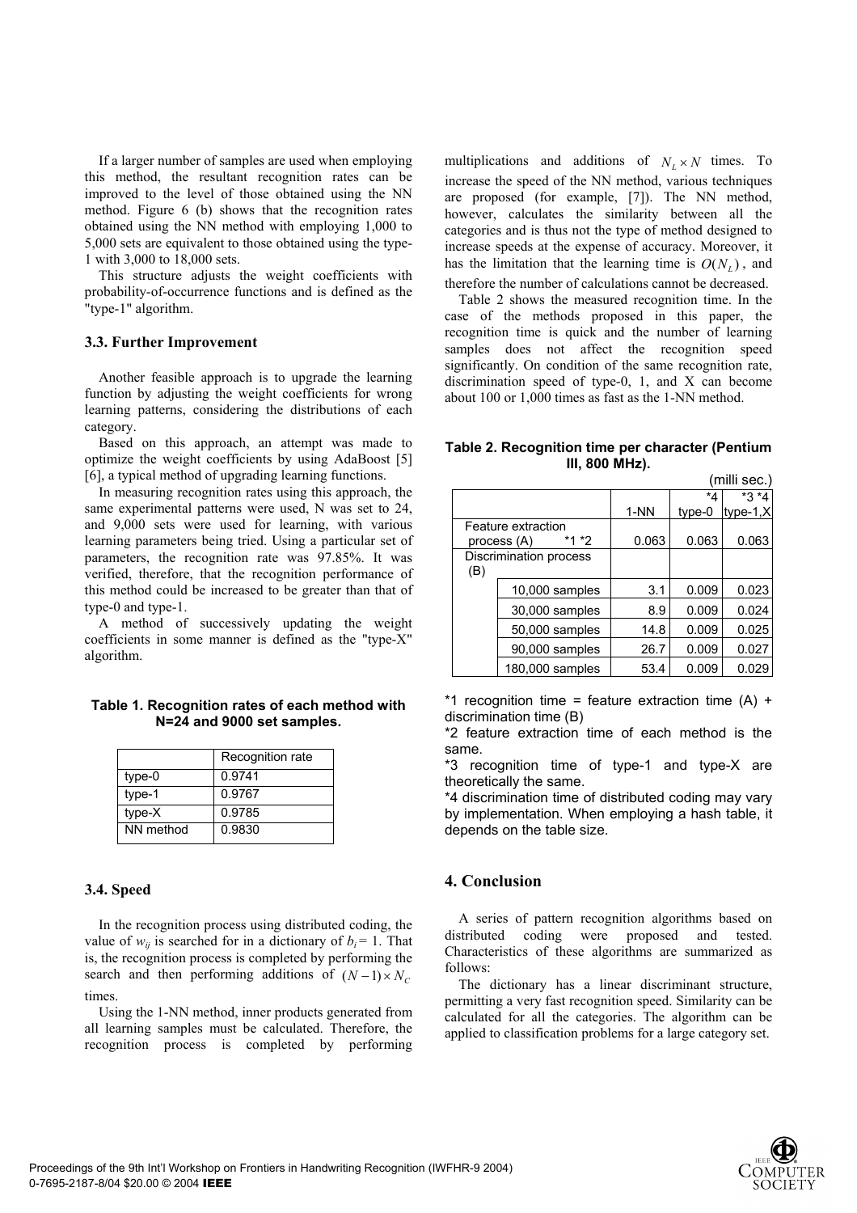If a larger number of samples are used when employing this method, the resultant recognition rates can be improved to the level of those obtained using the NN method. Figure 6 (b) shows that the recognition rates obtained using the NN method with employing 1,000 to 5,000 sets are equivalent to those obtained using the type-1 with 3,000 to 18,000 sets.

This structure adjusts the weight coefficients with probability-of-occurrence functions and is defined as the "type-1" algorithm.

### 3.3. Further Improvement

Another feasible approach is to upgrade the learning function by adjusting the weight coefficients for wrong learning patterns, considering the distributions of each category.

Based on this approach, an attempt was made to optimize the weight coefficients by using AdaBoost [5] [6], a typical method of upgrading learning functions.

In measuring recognition rates using this approach, the same experimental patterns were used, N was set to 24, and 9,000 sets were used for learning, with various learning parameters being tried. Using a particular set of parameters, the recognition rate was 97.85%. It was verified, therefore, that the recognition performance of this method could be increased to be greater than that of type-0 and type-1.

A method of successively updating the weight coefficients in some manner is defined as the "type-X" algorithm.

**Table 1. Recognition rates of each method with N=24 and 9000 set samples.**

| | Recognition rate |
|---|---|
| type-0 | 0.9741 |
| type-1 | 0.9767 |
| type-X | 0.9785 |
| NN method | 0.9830 |

### 3.4. Speed

In the recognition process using distributed coding, the value of $w_{ij}$ is searched for in a dictionary of $b_i = 1$. That is, the recognition process is completed by performing the search and then performing additions of $(N-1) \times N_C$ times.

Using the 1-NN method, inner products generated from all learning samples must be calculated. Therefore, the recognition process is completed by performing multiplications and additions of $N_L \times N$ times. To increase the speed of the NN method, various techniques are proposed (for example, [7]). The NN method, however, calculates the similarity between all the categories and is thus not the type of method designed to increase speeds at the expense of accuracy. Moreover, it has the limitation that the learning time is $O(N_L)$, and therefore the number of calculations cannot be decreased.

Table 2 shows the measured recognition time. In the case of the methods proposed in this paper, the recognition time is quick and the number of learning samples does not affect the recognition speed significantly. On condition of the same recognition rate, discrimination speed of type-0, 1, and X can become about 100 or 1,000 times as fast as the 1-NN method.

**Table 2. Recognition time per character (Pentium III, 800 MHz).**

(milli sec.)

| | | 1-NN | *4 type-0 | *3 *4 type-1,X |
|---|---|---|---|---|
| Feature extraction process (A) *1 *2 | | 0.063 | 0.063 | 0.063 |
| Discrimination process (B) | | | | |
| | 10,000 samples | 3.1 | 0.009 | 0.023 |
| | 30,000 samples | 8.9 | 0.009 | 0.024 |
| | 50,000 samples | 14.8 | 0.009 | 0.025 |
| | 90,000 samples | 26.7 | 0.009 | 0.027 |
| | 180,000 samples | 53.4 | 0.009 | 0.029 |

*1 recognition time = feature extraction time (A) + discrimination time (B)

*2 feature extraction time of each method is the same.

*3 recognition time of type-1 and type-X are theoretically the same.

*4 discrimination time of distributed coding may vary by implementation. When employing a hash table, it depends on the table size.

## 4. Conclusion

A series of pattern recognition algorithms based on distributed coding were proposed and tested. Characteristics of these algorithms are summarized as follows:

The dictionary has a linear discriminant structure, permitting a very fast recognition speed. Similarity can be calculated for all the categories. The algorithm can be applied to classification problems for a large category set.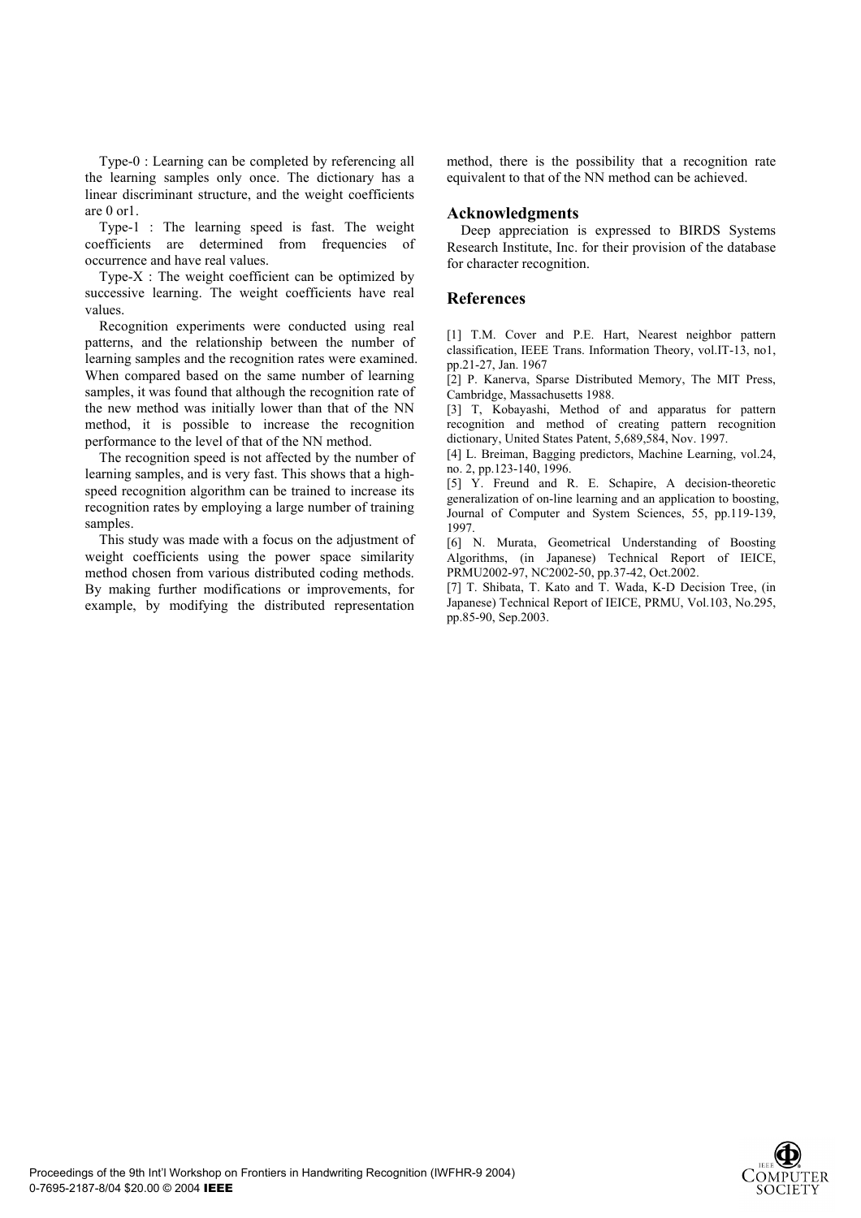Type-0 : Learning can be completed by referencing all the learning samples only once. The dictionary has a linear discriminant structure, and the weight coefficients are 0 or1.

Type-1 : The learning speed is fast. The weight coefficients are determined from frequencies of occurrence and have real values.

Type-X : The weight coefficient can be optimized by successive learning. The weight coefficients have real values.

Recognition experiments were conducted using real patterns, and the relationship between the number of learning samples and the recognition rates were examined. When compared based on the same number of learning samples, it was found that although the recognition rate of the new method was initially lower than that of the NN method, it is possible to increase the recognition performance to the level of that of the NN method.

The recognition speed is not affected by the number of learning samples, and is very fast. This shows that a high-speed recognition algorithm can be trained to increase its recognition rates by employing a large number of training samples.

This study was made with a focus on the adjustment of weight coefficients using the power space similarity method chosen from various distributed coding methods. By making further modifications or improvements, for example, by modifying the distributed representation method, there is the possibility that a recognition rate equivalent to that of the NN method can be achieved.

## Acknowledgments

Deep appreciation is expressed to BIRDS Systems Research Institute, Inc. for their provision of the database for character recognition.

## References

[1] T.M. Cover and P.E. Hart, Nearest neighbor pattern classification, IEEE Trans. Information Theory, vol.IT-13, no1, pp.21-27, Jan. 1967

[2] P. Kanerva, Sparse Distributed Memory, The MIT Press, Cambridge, Massachusetts 1988.

[3] T, Kobayashi, Method of and apparatus for pattern recognition and method of creating pattern recognition dictionary, United States Patent, 5,689,584, Nov. 1997.

[4] L. Breiman, Bagging predictors, Machine Learning, vol.24, no. 2, pp.123-140, 1996.

[5] Y. Freund and R. E. Schapire, A decision-theoretic generalization of on-line learning and an application to boosting, Journal of Computer and System Sciences, 55, pp.119-139, 1997.

[6] N. Murata, Geometrical Understanding of Boosting Algorithms, (in Japanese) Technical Report of IEICE, PRMU2002-97, NC2002-50, pp.37-42, Oct.2002.

[7] T. Shibata, T. Kato and T. Wada, K-D Decision Tree, (in Japanese) Technical Report of IEICE, PRMU, Vol.103, No.295, pp.85-90, Sep.2003.